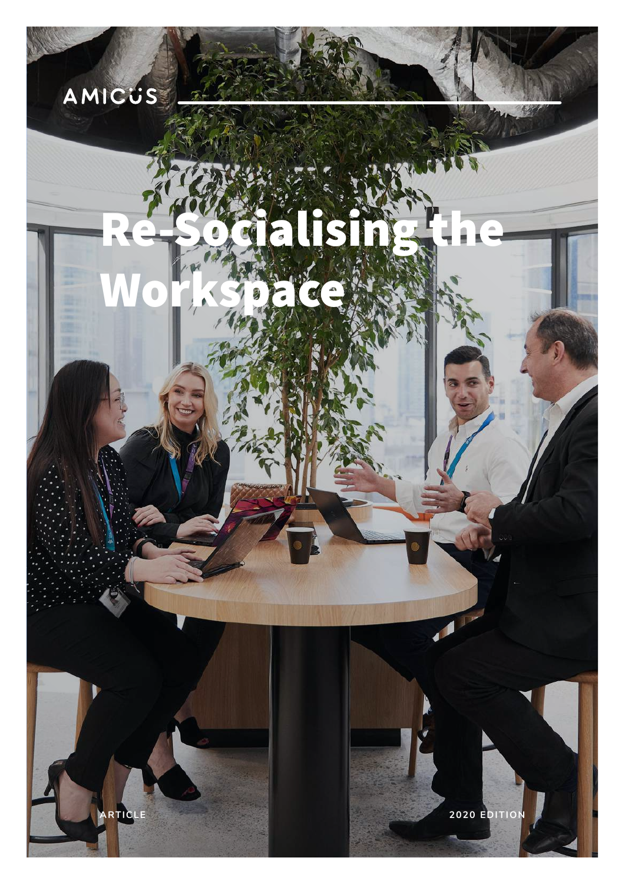AMICUS

# Re-Socialising the Workspace

ARTICLE

2020 EDITION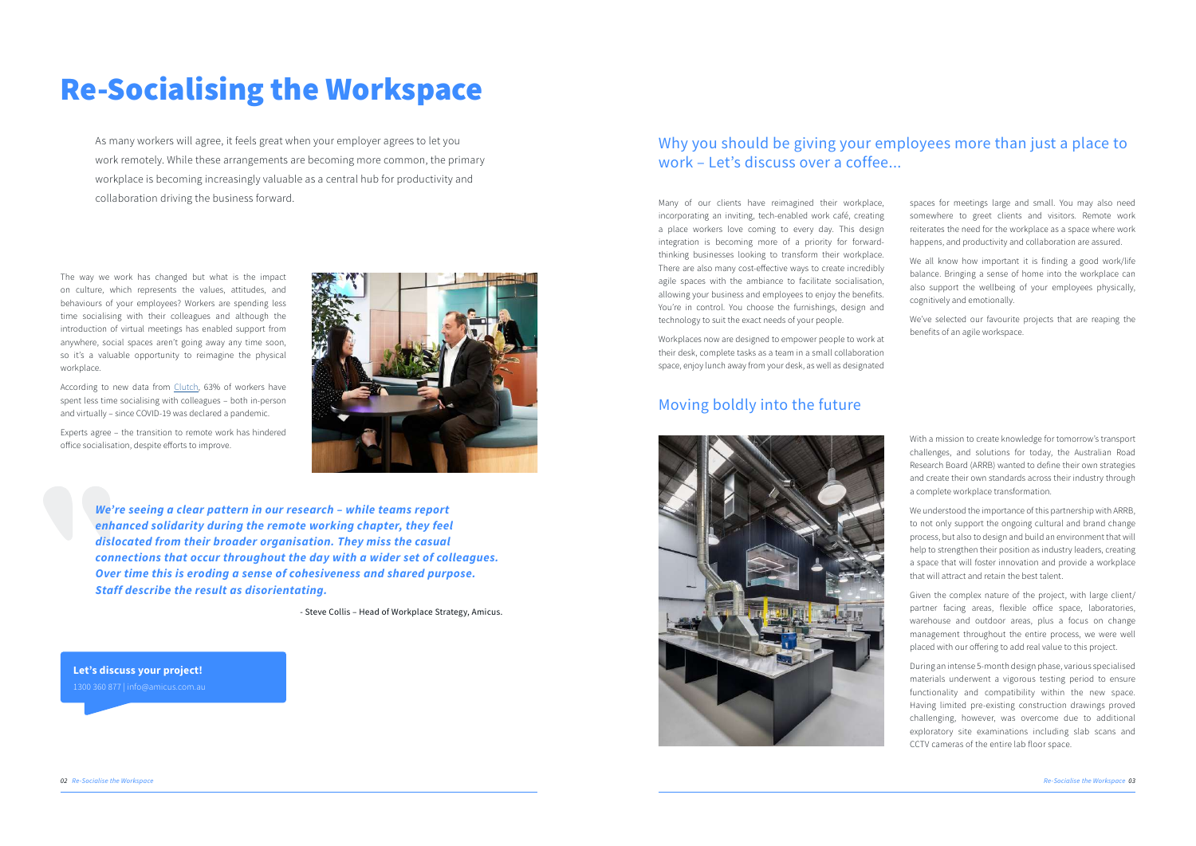# Re-Socialising the Workspace

As many workers will agree, it feels great when your employer agrees to let you work remotely. While these arrangements are becoming more common, the primary workplace is becoming increasingly valuable as a central hub for productivity and collaboration driving the business forward.

The way we work has changed but what is the impact on culture, which represents the values, attitudes, and behaviours of your employees? Workers are spending less time socialising with their colleagues and although the introduction of virtual meetings has enabled support from anywhere, social spaces aren't going away any time soon, so it's a valuable opportunity to reimagine the physical workplace.

According to new data from Clutch, 63% of workers have spent less time socialising with colleagues – both in-person and virtually – since COVID-19 was declared a pandemic.

Experts agree – the transition to remote work has hindered office socialisation, despite efforts to improve.

> ***We're seeing a clear pattern in our research – while teams report enhanced solidarity during the remote working chapter, they feel dislocated from their broader organisation. They miss the casual connections that occur throughout the day with a wider set of colleagues. Over time this is eroding a sense of cohesiveness and shared purpose. Staff describe the result as disorientating.***
>
> \- Steve Collis – Head of Workplace Strategy, Amicus.

**Let's discuss your project!**
1300 360 877 | info@amicus.com.au

## Why you should be giving your employees more than just a place to work – Let's discuss over a coffee...

Many of our clients have reimagined their workplace, incorporating an inviting, tech-enabled work café, creating a place workers love coming to every day. This design integration is becoming more of a priority for forward-thinking businesses looking to transform their workplace. There are also many cost-effective ways to create incredibly agile spaces with the ambiance to facilitate socialisation, allowing your business and employees to enjoy the benefits. You're in control. You choose the furnishings, design and technology to suit the exact needs of your people.

Workplaces now are designed to empower people to work at their desk, complete tasks as a team in a small collaboration space, enjoy lunch away from your desk, as well as designated spaces for meetings large and small. You may also need somewhere to greet clients and visitors. Remote work reiterates the need for the workplace as a space where work happens, and productivity and collaboration are assured.

We all know how important it is finding a good work/life balance. Bringing a sense of home into the workplace can also support the wellbeing of your employees physically, cognitively and emotionally.

We've selected our favourite projects that are reaping the benefits of an agile workspace.

## Moving boldly into the future

With a mission to create knowledge for tomorrow's transport challenges, and solutions for today, the Australian Road Research Board (ARRB) wanted to define their own strategies and create their own standards across their industry through a complete workplace transformation.

We understood the importance of this partnership with ARRB, to not only support the ongoing cultural and brand change process, but also to design and build an environment that will help to strengthen their position as industry leaders, creating a space that will foster innovation and provide a workplace that will attract and retain the best talent.

Given the complex nature of the project, with large client/partner facing areas, flexible office space, laboratories, warehouse and outdoor areas, plus a focus on change management throughout the entire process, we were well placed with our offering to add real value to this project.

During an intense 5-month design phase, various specialised materials underwent a vigorous testing period to ensure functionality and compatibility within the new space. Having limited pre-existing construction drawings proved challenging, however, was overcome due to additional exploratory site examinations including slab scans and CCTV cameras of the entire lab floor space.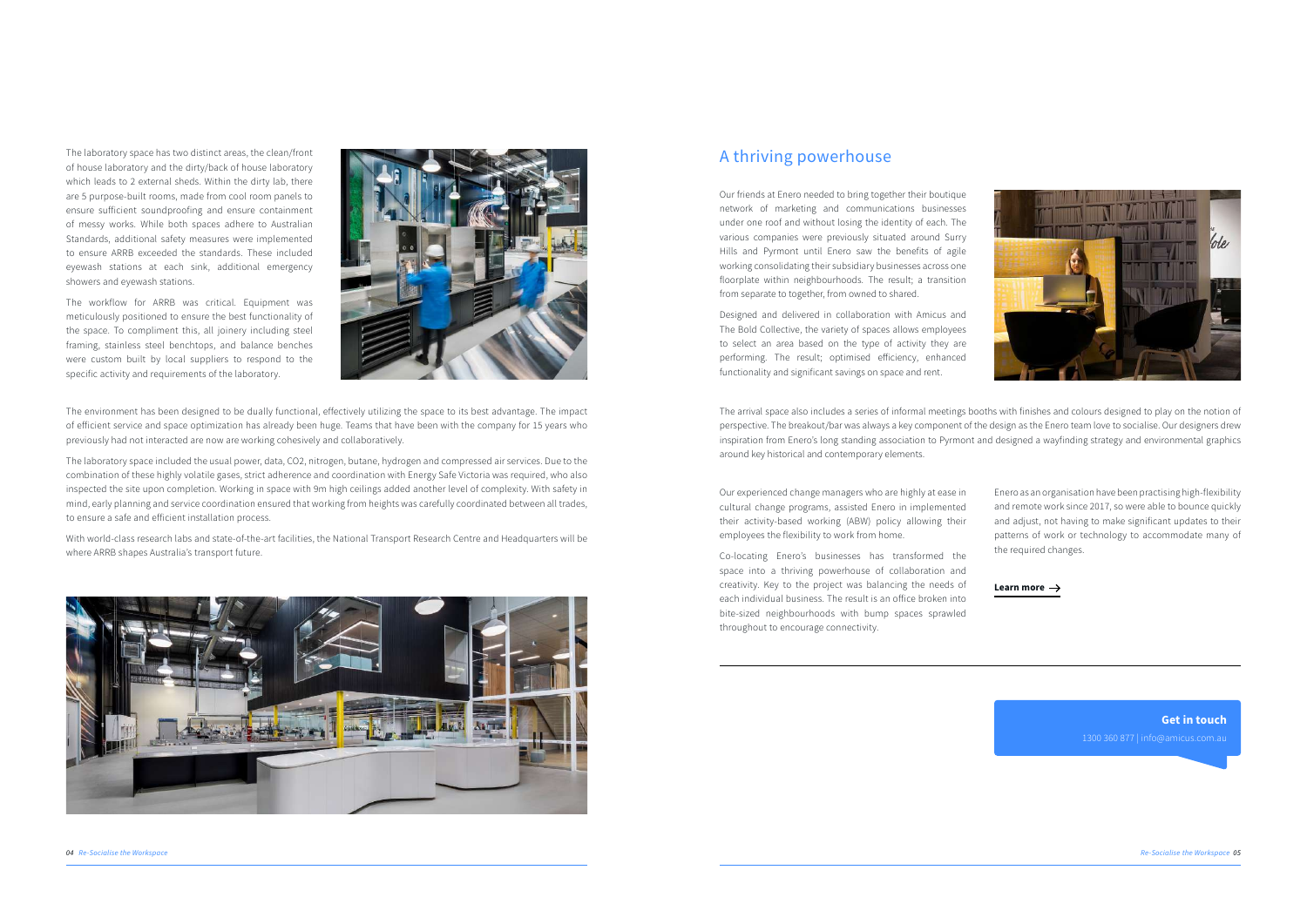The laboratory space has two distinct areas, the clean/front of house laboratory and the dirty/back of house laboratory which leads to 2 external sheds. Within the dirty lab, there are 5 purpose-built rooms, made from cool room panels to ensure sufficient soundproofing and ensure containment of messy works. While both spaces adhere to Australian Standards, additional safety measures were implemented to ensure ARRB exceeded the standards. These included eyewash stations at each sink, additional emergency showers and eyewash stations.

The workflow for ARRB was critical. Equipment was meticulously positioned to ensure the best functionality of the space. To compliment this, all joinery including steel framing, stainless steel benchtops, and balance benches were custom built by local suppliers to respond to the specific activity and requirements of the laboratory.

The environment has been designed to be dually functional, effectively utilizing the space to its best advantage. The impact of efficient service and space optimization has already been huge. Teams that have been with the company for 15 years who previously had not interacted are now are working cohesively and collaboratively.

The laboratory space included the usual power, data, CO2, nitrogen, butane, hydrogen and compressed air services. Due to the combination of these highly volatile gases, strict adherence and coordination with Energy Safe Victoria was required, who also inspected the site upon completion. Working in space with 9m high ceilings added another level of complexity. With safety in mind, early planning and service coordination ensured that working from heights was carefully coordinated between all trades, to ensure a safe and efficient installation process.

With world-class research labs and state-of-the-art facilities, the National Transport Research Centre and Headquarters will be where ARRB shapes Australia's transport future.

## A thriving powerhouse

Our friends at Enero needed to bring together their boutique network of marketing and communications businesses under one roof and without losing the identity of each. The various companies were previously situated around Surry Hills and Pyrmont until Enero saw the benefits of agile working consolidating their subsidiary businesses across one floorplate within neighbourhoods. The result; a transition from separate to together, from owned to shared.

Designed and delivered in collaboration with Amicus and The Bold Collective, the variety of spaces allows employees to select an area based on the type of activity they are performing. The result; optimised efficiency, enhanced functionality and significant savings on space and rent.

The arrival space also includes a series of informal meetings booths with finishes and colours designed to play on the notion of perspective. The breakout/bar was always a key component of the design as the Enero team love to socialise. Our designers drew inspiration from Enero's long standing association to Pyrmont and designed a wayfinding strategy and environmental graphics around key historical and contemporary elements.

Our experienced change managers who are highly at ease in cultural change programs, assisted Enero in implemented their activity-based working (ABW) policy allowing their employees the flexibility to work from home.

Co-locating Enero's businesses has transformed the space into a thriving powerhouse of collaboration and creativity. Key to the project was balancing the needs of each individual business. The result is an office broken into bite-sized neighbourhoods with bump spaces sprawled throughout to encourage connectivity.

Enero as an organisation have been practising high-flexibility and remote work since 2017, so were able to bounce quickly and adjust, not having to make significant updates to their patterns of work or technology to accommodate many of the required changes.

**Learn more →**

**Get in touch**

1300 360 877 | info@amicus.com.au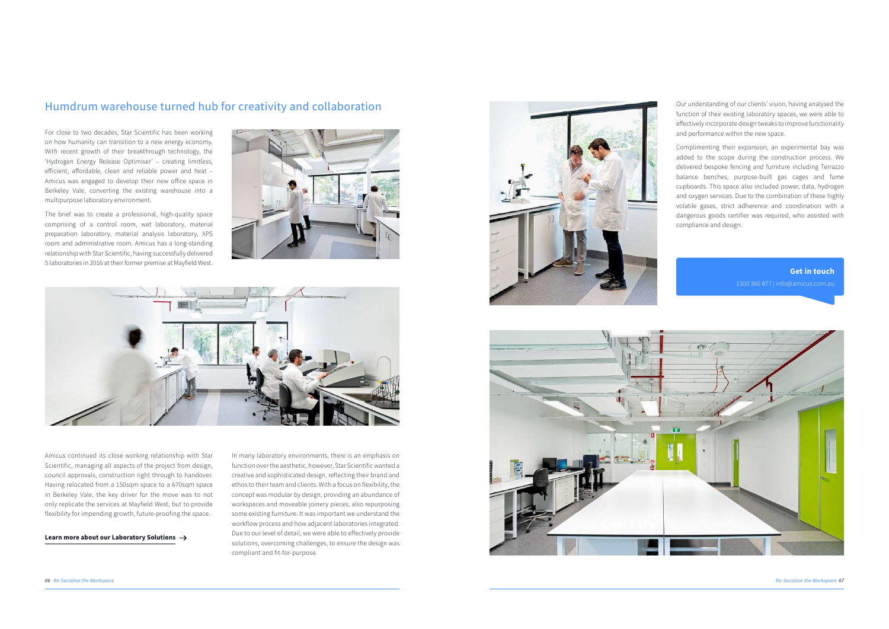## Humdrum warehouse turned hub for creativity and collaboration

For close to two decades, Star Scientific has been working on how humanity can transition to a new energy economy. With recent growth of their breakthrough technology, the 'Hydrogen Energy Release Optimiser' – creating limitless, efficient, affordable, clean and reliable power and heat – Amicus was engaged to develop their new office space in Berkeley Vale, converting the existing warehouse into a multipurpose laboratory environment.

The brief was to create a professional, high-quality space comprising of a control room, wet laboratory, material preparation laboratory, material analysis laboratory, XPS room and administrative room. Amicus has a long-standing relationship with Star Scientific, having successfully delivered 5 laboratories in 2016 at their former premise at Mayfield West.

Amicus continued its close working relationship with Star Scientific, managing all aspects of the project from design, council approvals, construction right through to handover. Having relocated from a 150sqm space to a 670sqm space in Berkeley Vale, the key driver for the move was to not only replicate the services at Mayfield West, but to provide flexibility for impending growth, future-proofing the space.

**Learn more about our Laboratory Solutions →**

In many laboratory environments, there is an emphasis on function over the aesthetic, however, Star Scientific wanted a creative and sophisticated design, reflecting their brand and ethos to their team and clients. With a focus on flexibility, the concept was modular by design, providing an abundance of workspaces and moveable joinery pieces, also repurposing some existing furniture. It was important we understand the workflow process and how adjacent laboratories integrated. Due to our level of detail, we were able to effectively provide solutions, overcoming challenges, to ensure the design was compliant and fit-for-purpose.

Our understanding of our clients' vision, having analysed the function of their existing laboratory spaces, we were able to effectively incorporate design tweaks to improve functionality and performance within the new space.

Complimenting their expansion, an experimental bay was added to the scope during the construction process. We delivered bespoke fencing and furniture including Terrazzo balance benches, purpose-built gas cages and fume cupboards. This space also included power, data, hydrogen and oxygen services. Due to the combination of these highly volatile gases, strict adherence and coordination with a dangerous goods certifier was required, who assisted with compliance and design.

**Get in touch**

1300 360 877 | info@amicus.com.au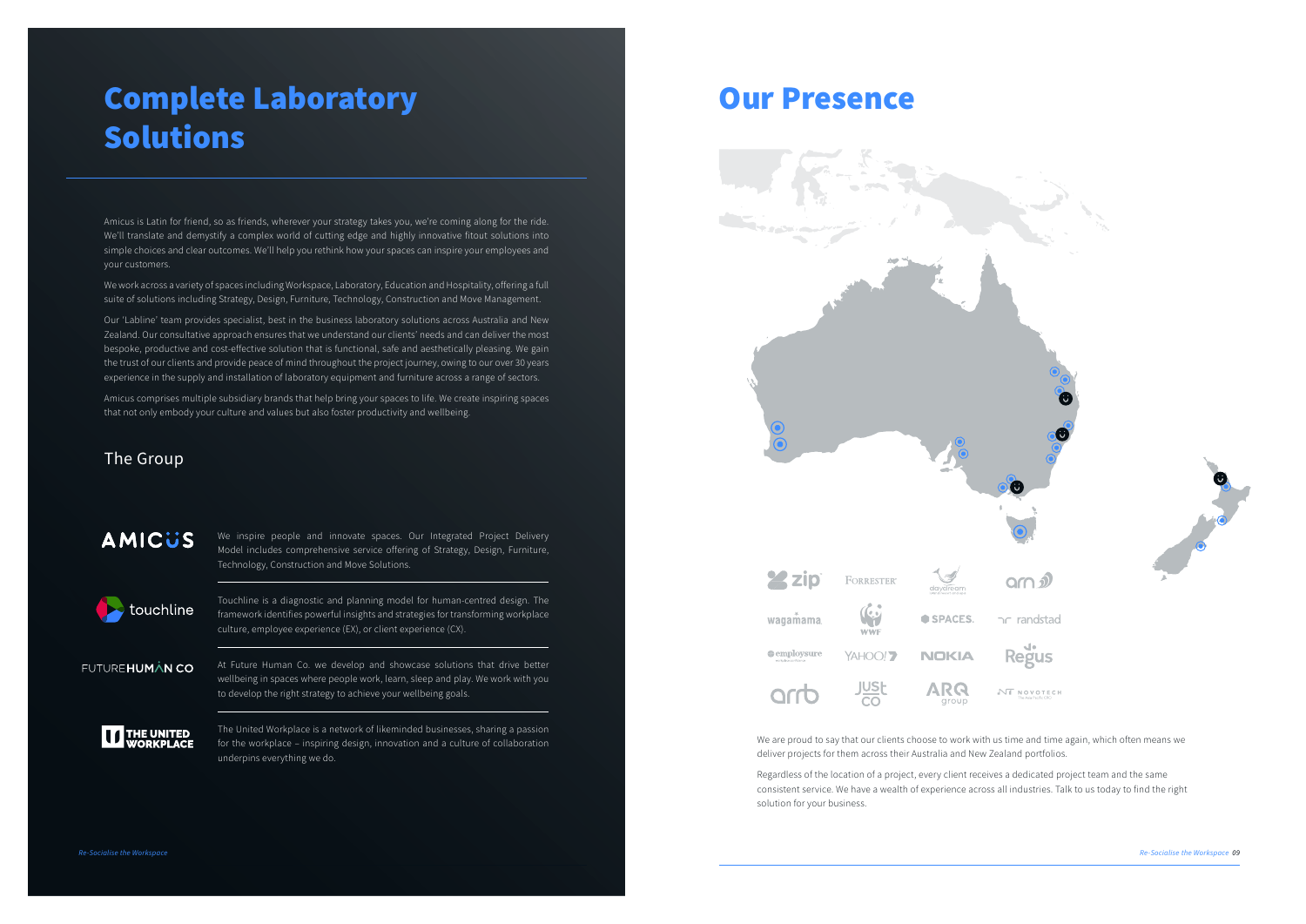# Complete Laboratory Solutions

Amicus is Latin for friend, so as friends, wherever your strategy takes you, we're coming along for the ride. We'll translate and demystify a complex world of cutting edge and highly innovative fitout solutions into simple choices and clear outcomes. We'll help you rethink how your spaces can inspire your employees and your customers.

We work across a variety of spaces including Workspace, Laboratory, Education and Hospitality, offering a full suite of solutions including Strategy, Design, Furniture, Technology, Construction and Move Management.

Our 'Labline' team provides specialist, best in the business laboratory solutions across Australia and New Zealand. Our consultative approach ensures that we understand our clients' needs and can deliver the most bespoke, productive and cost-effective solution that is functional, safe and aesthetically pleasing. We gain the trust of our clients and provide peace of mind throughout the project journey, owing to our over 30 years experience in the supply and installation of laboratory equipment and furniture across a range of sectors.

Amicus comprises multiple subsidiary brands that help bring your spaces to life. We create inspiring spaces that not only embody your culture and values but also foster productivity and wellbeing.

## The Group

**AMICUS**

We inspire people and innovate spaces. Our Integrated Project Delivery Model includes comprehensive service offering of Strategy, Design, Furniture, Technology, Construction and Move Solutions.

**touchline**

Touchline is a diagnostic and planning model for human-centred design. The framework identifies powerful insights and strategies for transforming workplace culture, employee experience (EX), or client experience (CX).

**FUTUREHUMAN CO**

At Future Human Co. we develop and showcase solutions that drive better wellbeing in spaces where people work, learn, sleep and play. We work with you to develop the right strategy to achieve your wellbeing goals.

**THE UNITED WORKPLACE**

The United Workplace is a network of likeminded businesses, sharing a passion for the workplace – inspiring design, innovation and a culture of collaboration underpins everything we do.

# Our Presence

zip · Forrester · daydream · arn · wagamama · WWF · SPACES · randstad · employsure · YAHOO! · NOKIA · Regus · arrb · JustCo · ARQ group · NOVOTECH

We are proud to say that our clients choose to work with us time and time again, which often means we deliver projects for them across their Australia and New Zealand portfolios.

Regardless of the location of a project, every client receives a dedicated project team and the same consistent service. We have a wealth of experience across all industries. Talk to us today to find the right solution for your business.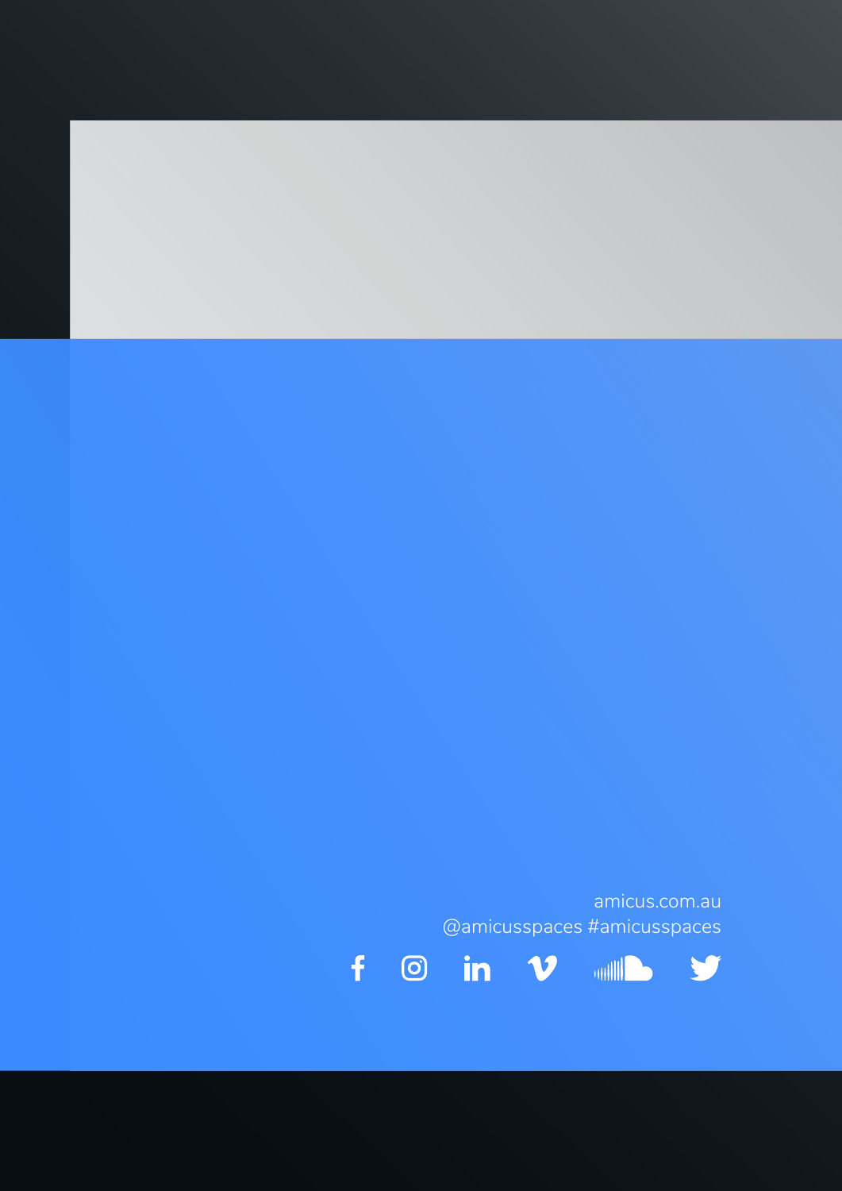amicus.com.au

@amicusspaces #amicusspaces